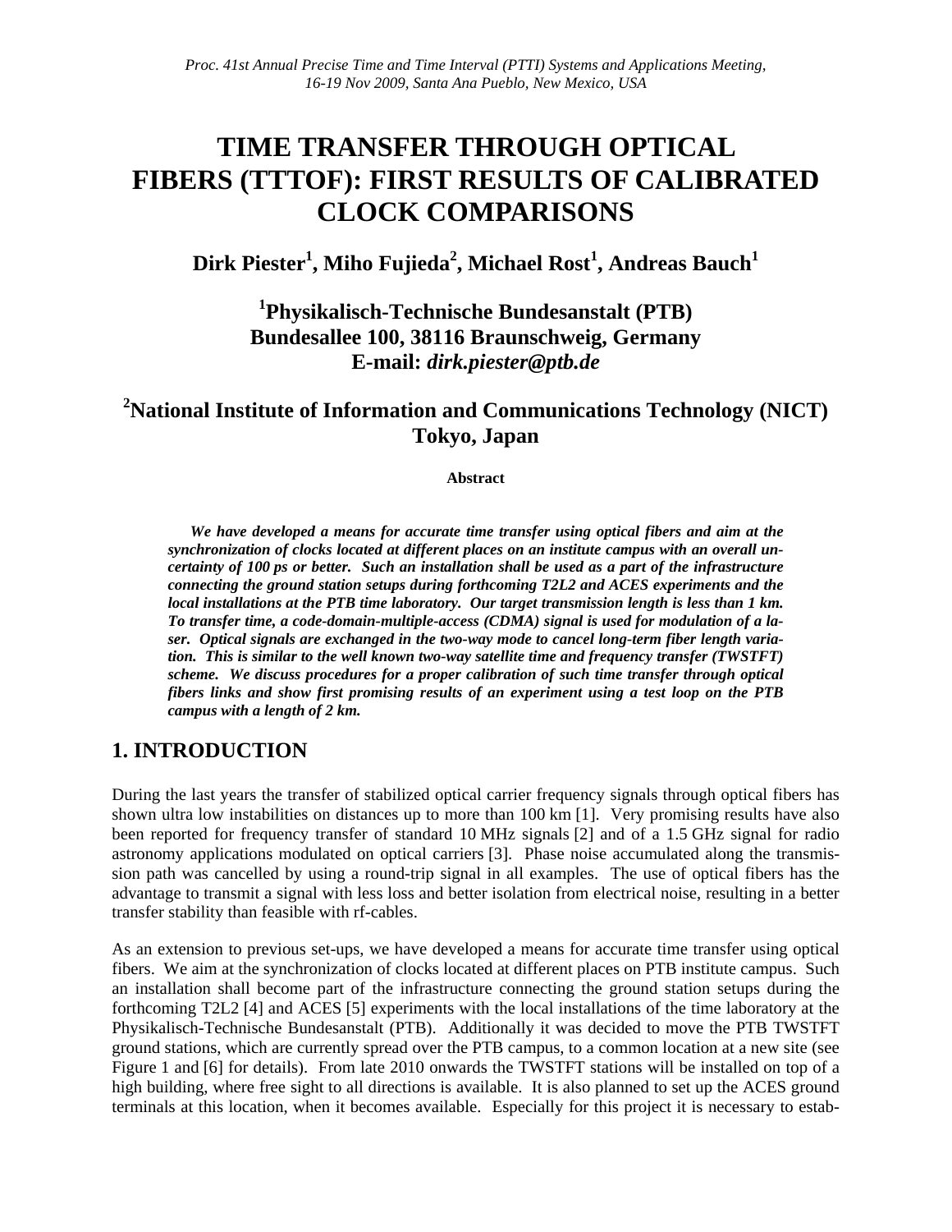# TIME TRANSFER THROUGH OPTICAL FIBERS (TTTOF): FIRST RESULTS OF CALIBRATED CLOCK COMPARISONS

**Dirk Piester[1], Miho Fujieda[2], Michael Rost[1], Andreas Bauch[1]**

**[1]Physikalisch-Technische Bundesanstalt (PTB)**
**Bundesallee 100, 38116 Braunschweig, Germany**
**E-mail: *dirk.piester@ptb.de***

**[2]National Institute of Information and Communications Technology (NICT)**
**Tokyo, Japan**

**Abstract**

***We have developed a means for accurate time transfer using optical fibers and aim at the synchronization of clocks located at different places on an institute campus with an overall uncertainty of 100 ps or better. Such an installation shall be used as a part of the infrastructure connecting the ground station setups during forthcoming T2L2 and ACES experiments and the local installations at the PTB time laboratory. Our target transmission length is less than 1 km. To transfer time, a code-domain-multiple-access (CDMA) signal is used for modulation of a laser. Optical signals are exchanged in the two-way mode to cancel long-term fiber length variation. This is similar to the well known two-way satellite time and frequency transfer (TWSTFT) scheme. We discuss procedures for a proper calibration of such time transfer through optical fibers links and show first promising results of an experiment using a test loop on the PTB campus with a length of 2 km.***

## 1. INTRODUCTION

During the last years the transfer of stabilized optical carrier frequency signals through optical fibers has shown ultra low instabilities on distances up to more than 100 km [1]. Very promising results have also been reported for frequency transfer of standard 10 MHz signals [2] and of a 1.5 GHz signal for radio astronomy applications modulated on optical carriers [3]. Phase noise accumulated along the transmission path was cancelled by using a round-trip signal in all examples. The use of optical fibers has the advantage to transmit a signal with less loss and better isolation from electrical noise, resulting in a better transfer stability than feasible with rf-cables.

As an extension to previous set-ups, we have developed a means for accurate time transfer using optical fibers. We aim at the synchronization of clocks located at different places on PTB institute campus. Such an installation shall become part of the infrastructure connecting the ground station setups during the forthcoming T2L2 [4] and ACES [5] experiments with the local installations of the time laboratory at the Physikalisch-Technische Bundesanstalt (PTB). Additionally it was decided to move the PTB TWSTFT ground stations, which are currently spread over the PTB campus, to a common location at a new site (see Figure 1 and [6] for details). From late 2010 onwards the TWSTFT stations will be installed on top of a high building, where free sight to all directions is available. It is also planned to set up the ACES ground terminals at this location, when it becomes available. Especially for this project it is necessary to estab-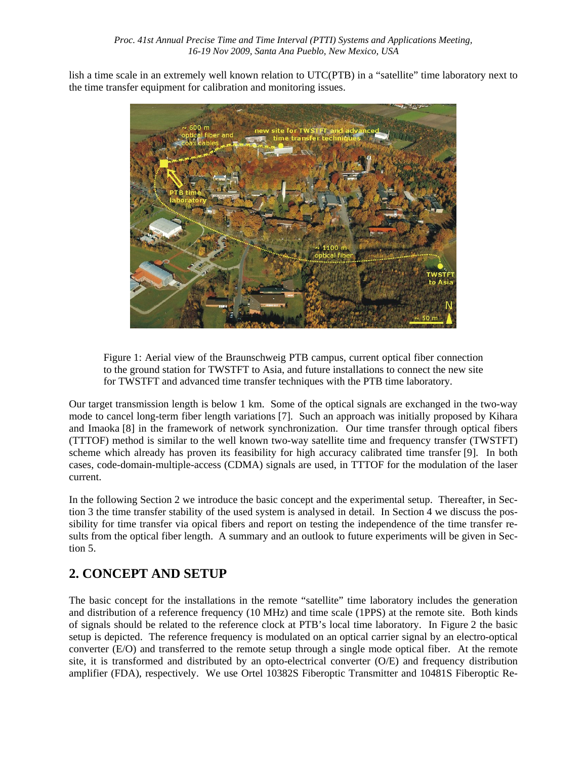lish a time scale in an extremely well known relation to UTC(PTB) in a "satellite" time laboratory next to the time transfer equipment for calibration and monitoring issues.

Figure 1: Aerial view of the Braunschweig PTB campus, current optical fiber connection to the ground station for TWSTFT to Asia, and future installations to connect the new site for TWSTFT and advanced time transfer techniques with the PTB time laboratory.

Our target transmission length is below 1 km. Some of the optical signals are exchanged in the two-way mode to cancel long-term fiber length variations [7]. Such an approach was initially proposed by Kihara and Imaoka [8] in the framework of network synchronization. Our time transfer through optical fibers (TTTOF) method is similar to the well known two-way satellite time and frequency transfer (TWSTFT) scheme which already has proven its feasibility for high accuracy calibrated time transfer [9]. In both cases, code-domain-multiple-access (CDMA) signals are used, in TTTOF for the modulation of the laser current.

In the following Section 2 we introduce the basic concept and the experimental setup. Thereafter, in Section 3 the time transfer stability of the used system is analysed in detail. In Section 4 we discuss the possibility for time transfer via opical fibers and report on testing the independence of the time transfer results from the optical fiber length. A summary and an outlook to future experiments will be given in Section 5.

## 2. CONCEPT AND SETUP

The basic concept for the installations in the remote "satellite" time laboratory includes the generation and distribution of a reference frequency (10 MHz) and time scale (1PPS) at the remote site. Both kinds of signals should be related to the reference clock at PTB's local time laboratory. In Figure 2 the basic setup is depicted. The reference frequency is modulated on an optical carrier signal by an electro-optical converter (E/O) and transferred to the remote setup through a single mode optical fiber. At the remote site, it is transformed and distributed by an opto-electrical converter (O/E) and frequency distribution amplifier (FDA), respectively. We use Ortel 10382S Fiberoptic Transmitter and 10481S Fiberoptic Re-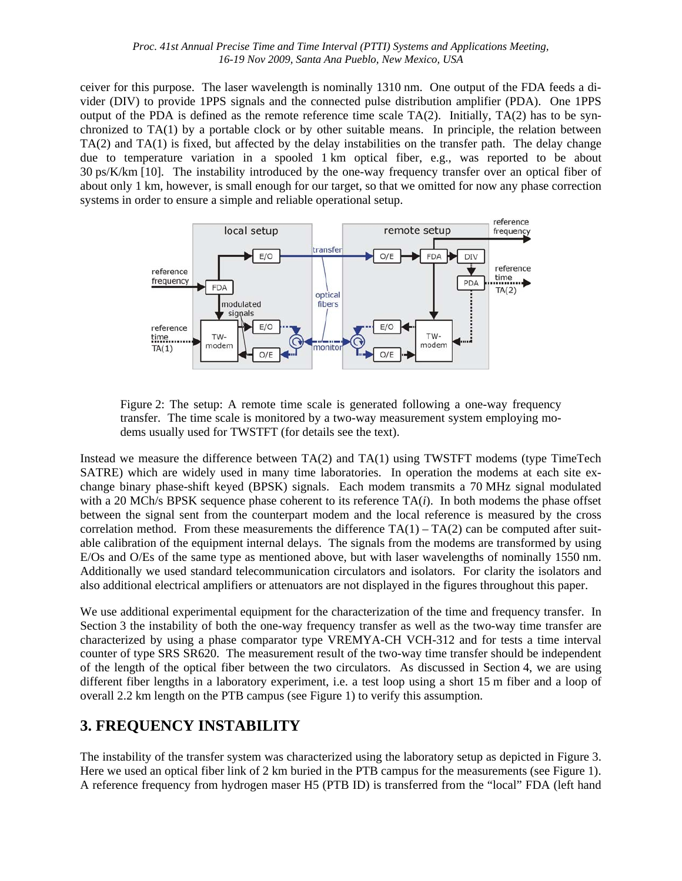ceiver for this purpose. The laser wavelength is nominally 1310 nm. One output of the FDA feeds a divider (DIV) to provide 1PPS signals and the connected pulse distribution amplifier (PDA). One 1PPS output of the PDA is defined as the remote reference time scale TA(2). Initially, TA(2) has to be synchronized to TA(1) by a portable clock or by other suitable means. In principle, the relation between TA(2) and TA(1) is fixed, but affected by the delay instabilities on the transfer path. The delay change due to temperature variation in a spooled 1 km optical fiber, e.g., was reported to be about 30 ps/K/km [10]. The instability introduced by the one-way frequency transfer over an optical fiber of about only 1 km, however, is small enough for our target, so that we omitted for now any phase correction systems in order to ensure a simple and reliable operational setup.

Figure 2: The setup: A remote time scale is generated following a one-way frequency transfer. The time scale is monitored by a two-way measurement system employing modems usually used for TWSTFT (for details see the text).

Instead we measure the difference between TA(2) and TA(1) using TWSTFT modems (type TimeTech SATRE) which are widely used in many time laboratories. In operation the modems at each site exchange binary phase-shift keyed (BPSK) signals. Each modem transmits a 70 MHz signal modulated with a 20 MCh/s BPSK sequence phase coherent to its reference TA(*i*). In both modems the phase offset between the signal sent from the counterpart modem and the local reference is measured by the cross correlation method. From these measurements the difference TA(1) – TA(2) can be computed after suitable calibration of the equipment internal delays. The signals from the modems are transformed by using E/Os and O/Es of the same type as mentioned above, but with laser wavelengths of nominally 1550 nm. Additionally we used standard telecommunication circulators and isolators. For clarity the isolators and also additional electrical amplifiers or attenuators are not displayed in the figures throughout this paper.

We use additional experimental equipment for the characterization of the time and frequency transfer. In Section 3 the instability of both the one-way frequency transfer as well as the two-way time transfer are characterized by using a phase comparator type VREMYA-CH VCH-312 and for tests a time interval counter of type SRS SR620. The measurement result of the two-way time transfer should be independent of the length of the optical fiber between the two circulators. As discussed in Section 4, we are using different fiber lengths in a laboratory experiment, i.e. a test loop using a short 15 m fiber and a loop of overall 2.2 km length on the PTB campus (see Figure 1) to verify this assumption.

## 3. FREQUENCY INSTABILITY

The instability of the transfer system was characterized using the laboratory setup as depicted in Figure 3. Here we used an optical fiber link of 2 km buried in the PTB campus for the measurements (see Figure 1). A reference frequency from hydrogen maser H5 (PTB ID) is transferred from the "local" FDA (left hand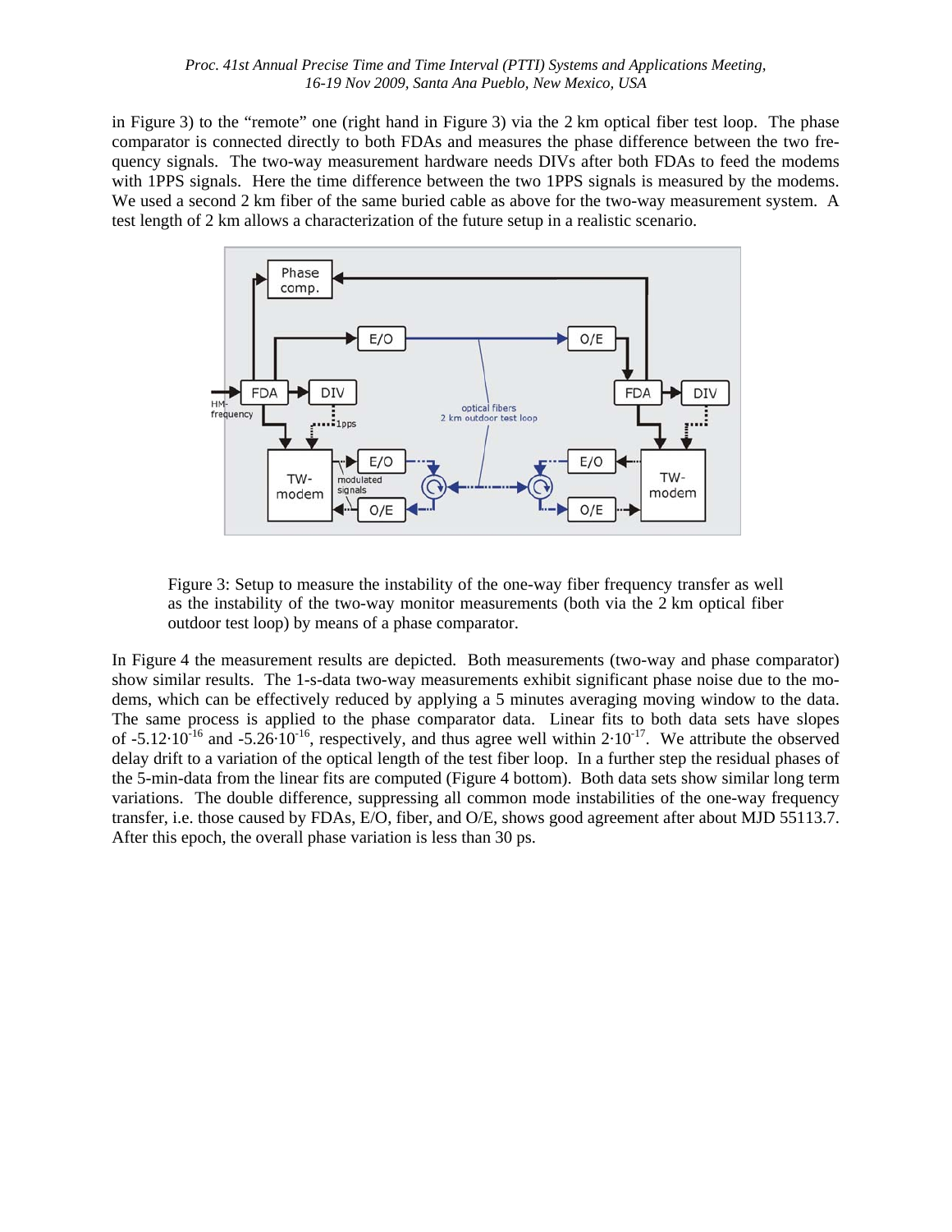in Figure 3) to the "remote" one (right hand in Figure 3) via the 2 km optical fiber test loop. The phase comparator is connected directly to both FDAs and measures the phase difference between the two frequency signals. The two-way measurement hardware needs DIVs after both FDAs to feed the modems with 1PPS signals. Here the time difference between the two 1PPS signals is measured by the modems. We used a second 2 km fiber of the same buried cable as above for the two-way measurement system. A test length of 2 km allows a characterization of the future setup in a realistic scenario.

Figure 3: Setup to measure the instability of the one-way fiber frequency transfer as well as the instability of the two-way monitor measurements (both via the 2 km optical fiber outdoor test loop) by means of a phase comparator.

In Figure 4 the measurement results are depicted. Both measurements (two-way and phase comparator) show similar results. The 1-s-data two-way measurements exhibit significant phase noise due to the modems, which can be effectively reduced by applying a 5 minutes averaging moving window to the data. The same process is applied to the phase comparator data. Linear fits to both data sets have slopes of $-5.12 \cdot 10^{-16}$ and $-5.26 \cdot 10^{-16}$, respectively, and thus agree well within $2 \cdot 10^{-17}$. We attribute the observed delay drift to a variation of the optical length of the test fiber loop. In a further step the residual phases of the 5-min-data from the linear fits are computed (Figure 4 bottom). Both data sets show similar long term variations. The double difference, suppressing all common mode instabilities of the one-way frequency transfer, i.e. those caused by FDAs, E/O, fiber, and O/E, shows good agreement after about MJD 55113.7. After this epoch, the overall phase variation is less than 30 ps.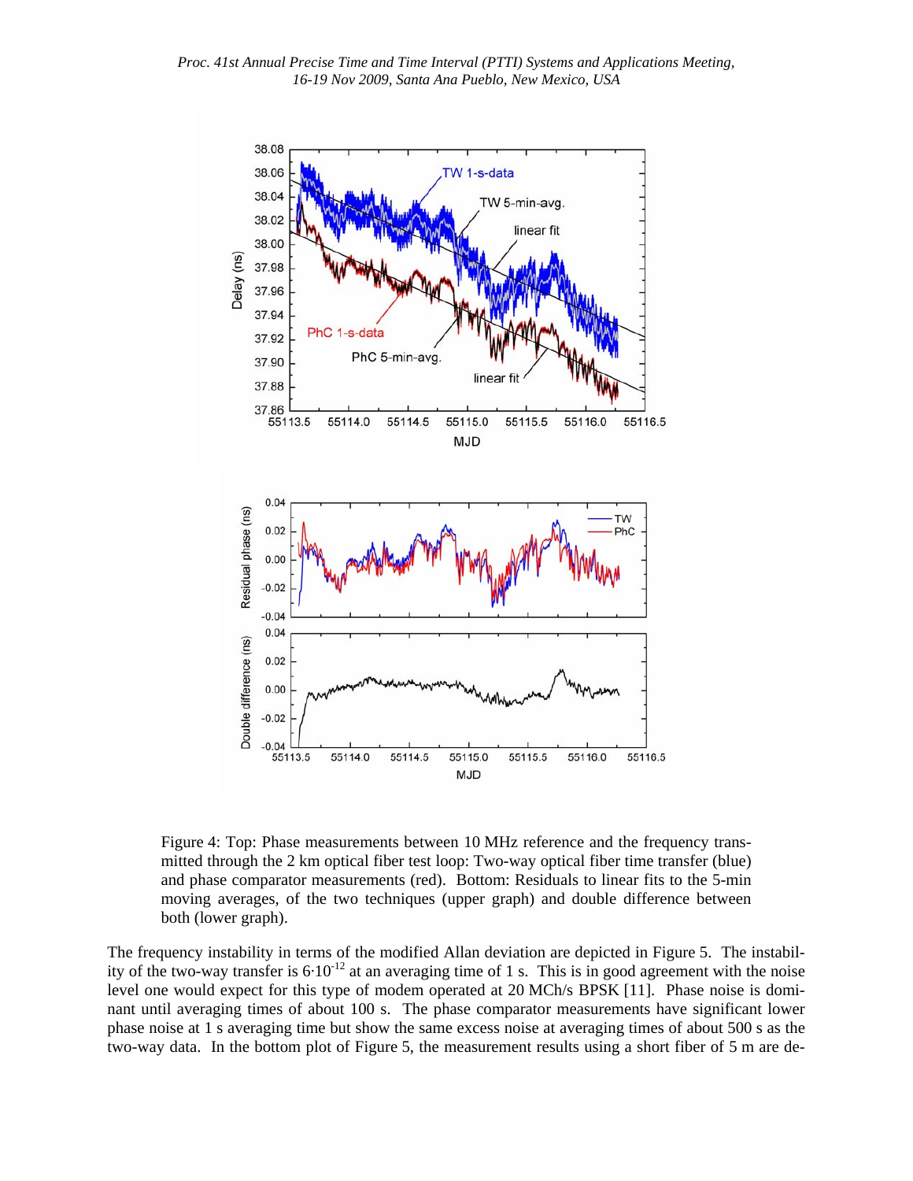Figure 4: Top: Phase measurements between 10 MHz reference and the frequency transmitted through the 2 km optical fiber test loop: Two-way optical fiber time transfer (blue) and phase comparator measurements (red). Bottom: Residuals to linear fits to the 5-min moving averages, of the two techniques (upper graph) and double difference between both (lower graph).

The frequency instability in terms of the modified Allan deviation are depicted in Figure 5. The instability of the two-way transfer is $6 \cdot 10^{-12}$ at an averaging time of 1 s. This is in good agreement with the noise level one would expect for this type of modem operated at 20 MCh/s BPSK [11]. Phase noise is dominant until averaging times of about 100 s. The phase comparator measurements have significant lower phase noise at 1 s averaging time but show the same excess noise at averaging times of about 500 s as the two-way data. In the bottom plot of Figure 5, the measurement results using a short fiber of 5 m are de-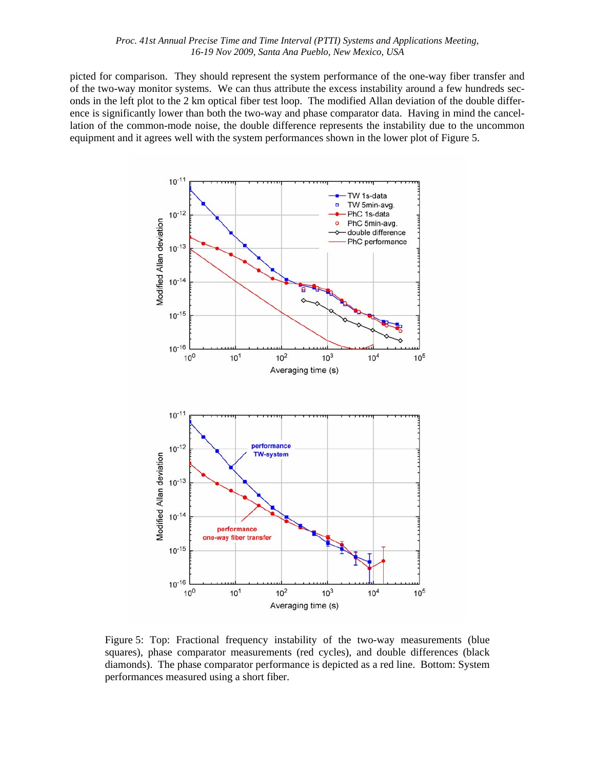picted for comparison. They should represent the system performance of the one-way fiber transfer and of the two-way monitor systems. We can thus attribute the excess instability around a few hundreds seconds in the left plot to the 2 km optical fiber test loop. The modified Allan deviation of the double difference is significantly lower than both the two-way and phase comparator data. Having in mind the cancellation of the common-mode noise, the double difference represents the instability due to the uncommon equipment and it agrees well with the system performances shown in the lower plot of Figure 5.

Figure 5: Top: Fractional frequency instability of the two-way measurements (blue squares), phase comparator measurements (red cycles), and double differences (black diamonds). The phase comparator performance is depicted as a red line. Bottom: System performances measured using a short fiber.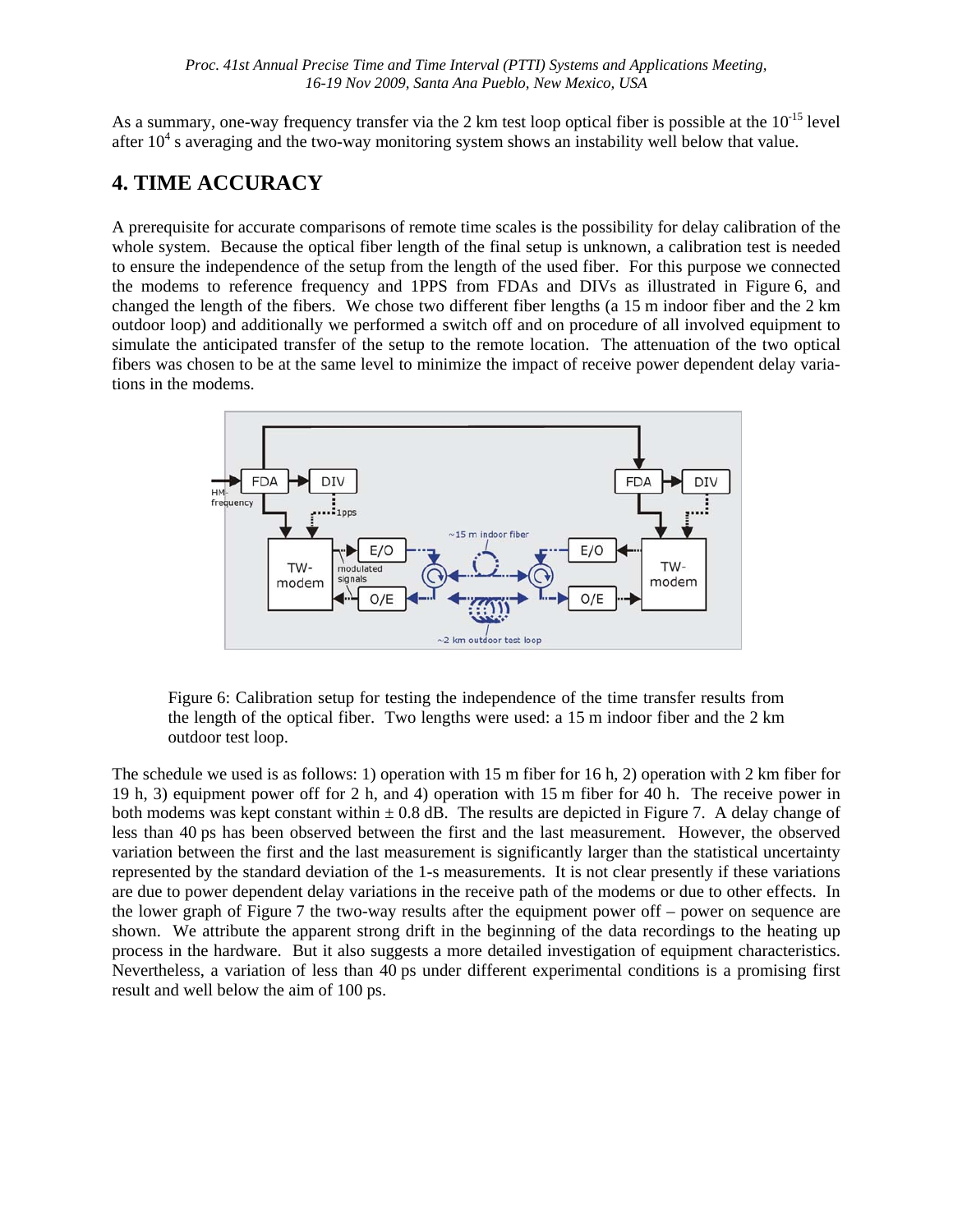As a summary, one-way frequency transfer via the 2 km test loop optical fiber is possible at the $10^{-15}$ level after $10^4$ s averaging and the two-way monitoring system shows an instability well below that value.

## 4. TIME ACCURACY

A prerequisite for accurate comparisons of remote time scales is the possibility for delay calibration of the whole system. Because the optical fiber length of the final setup is unknown, a calibration test is needed to ensure the independence of the setup from the length of the used fiber. For this purpose we connected the modems to reference frequency and 1PPS from FDAs and DIVs as illustrated in Figure 6, and changed the length of the fibers. We chose two different fiber lengths (a 15 m indoor fiber and the 2 km outdoor loop) and additionally we performed a switch off and on procedure of all involved equipment to simulate the anticipated transfer of the setup to the remote location. The attenuation of the two optical fibers was chosen to be at the same level to minimize the impact of receive power dependent delay variations in the modems.

Figure 6: Calibration setup for testing the independence of the time transfer results from the length of the optical fiber. Two lengths were used: a 15 m indoor fiber and the 2 km outdoor test loop.

The schedule we used is as follows: 1) operation with 15 m fiber for 16 h, 2) operation with 2 km fiber for 19 h, 3) equipment power off for 2 h, and 4) operation with 15 m fiber for 40 h. The receive power in both modems was kept constant within ± 0.8 dB. The results are depicted in Figure 7. A delay change of less than 40 ps has been observed between the first and the last measurement. However, the observed variation between the first and the last measurement is significantly larger than the statistical uncertainty represented by the standard deviation of the 1-s measurements. It is not clear presently if these variations are due to power dependent delay variations in the receive path of the modems or due to other effects. In the lower graph of Figure 7 the two-way results after the equipment power off – power on sequence are shown. We attribute the apparent strong drift in the beginning of the data recordings to the heating up process in the hardware. But it also suggests a more detailed investigation of equipment characteristics. Nevertheless, a variation of less than 40 ps under different experimental conditions is a promising first result and well below the aim of 100 ps.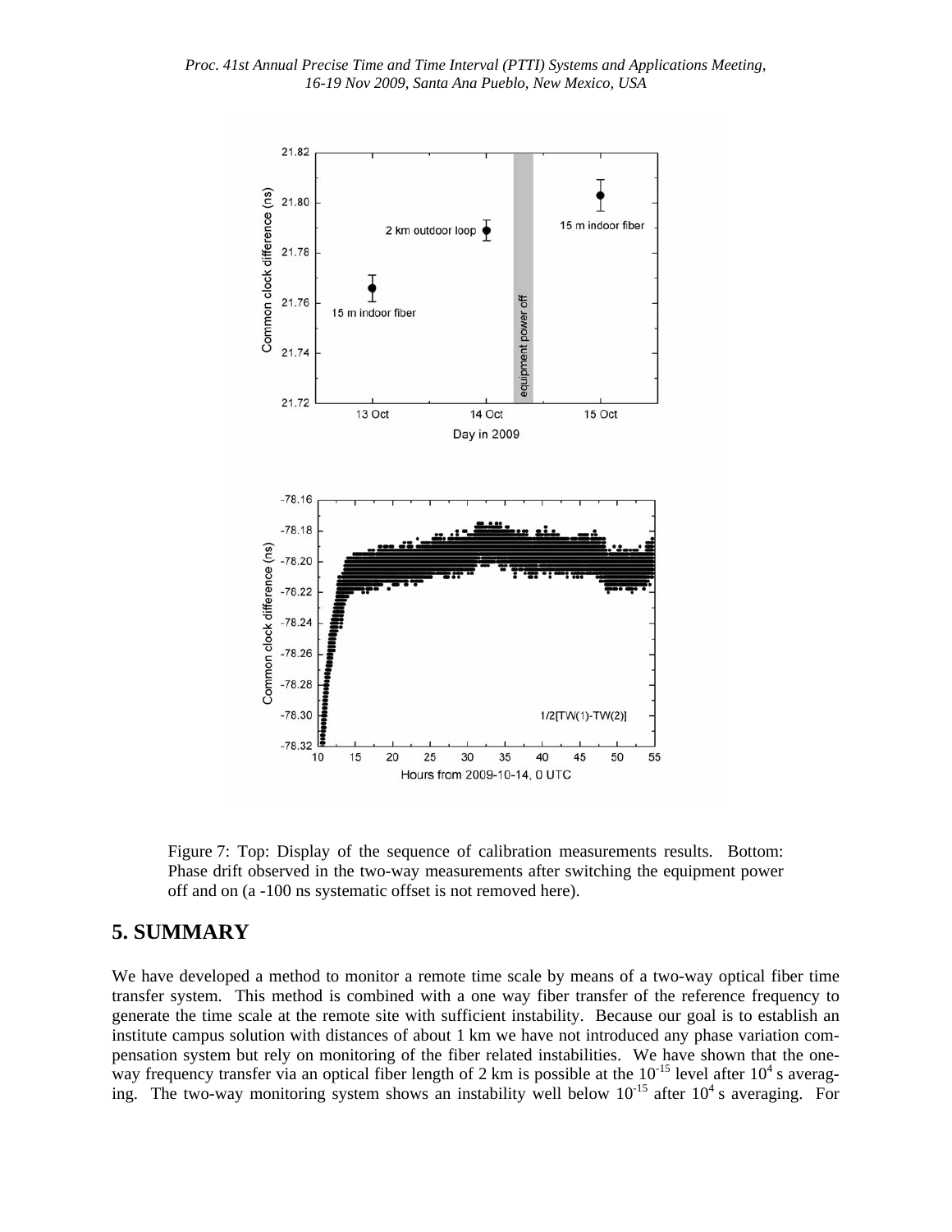Figure 7: Top: Display of the sequence of calibration measurements results. Bottom: Phase drift observed in the two-way measurements after switching the equipment power off and on (a -100 ns systematic offset is not removed here).

## 5. SUMMARY

We have developed a method to monitor a remote time scale by means of a two-way optical fiber time transfer system. This method is combined with a one way fiber transfer of the reference frequency to generate the time scale at the remote site with sufficient instability. Because our goal is to establish an institute campus solution with distances of about 1 km we have not introduced any phase variation compensation system but rely on monitoring of the fiber related instabilities. We have shown that the one-way frequency transfer via an optical fiber length of 2 km is possible at the $10^{-15}$ level after $10^4$ s averaging. The two-way monitoring system shows an instability well below $10^{-15}$ after $10^4$ s averaging. For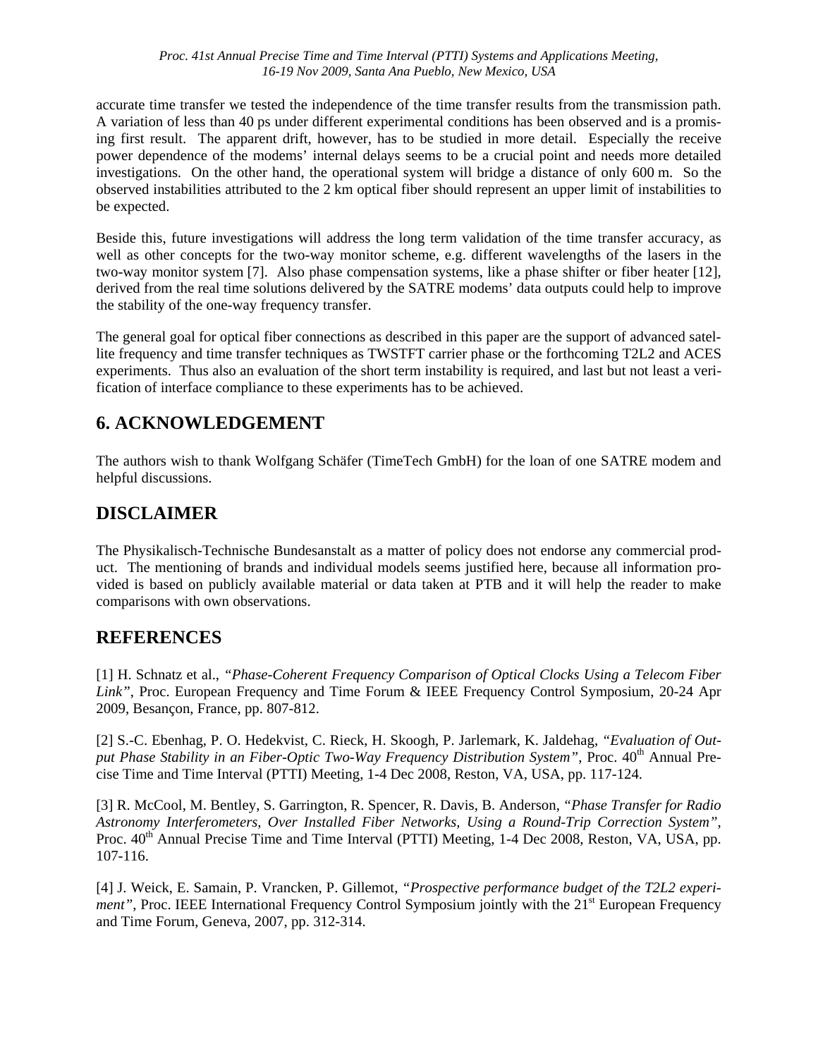accurate time transfer we tested the independence of the time transfer results from the transmission path. A variation of less than 40 ps under different experimental conditions has been observed and is a promising first result. The apparent drift, however, has to be studied in more detail. Especially the receive power dependence of the modems' internal delays seems to be a crucial point and needs more detailed investigations. On the other hand, the operational system will bridge a distance of only 600 m. So the observed instabilities attributed to the 2 km optical fiber should represent an upper limit of instabilities to be expected.

Beside this, future investigations will address the long term validation of the time transfer accuracy, as well as other concepts for the two-way monitor scheme, e.g. different wavelengths of the lasers in the two-way monitor system [7]. Also phase compensation systems, like a phase shifter or fiber heater [12], derived from the real time solutions delivered by the SATRE modems' data outputs could help to improve the stability of the one-way frequency transfer.

The general goal for optical fiber connections as described in this paper are the support of advanced satellite frequency and time transfer techniques as TWSTFT carrier phase or the forthcoming T2L2 and ACES experiments. Thus also an evaluation of the short term instability is required, and last but not least a verification of interface compliance to these experiments has to be achieved.

## 6. ACKNOWLEDGEMENT

The authors wish to thank Wolfgang Schäfer (TimeTech GmbH) for the loan of one SATRE modem and helpful discussions.

## DISCLAIMER

The Physikalisch-Technische Bundesanstalt as a matter of policy does not endorse any commercial product. The mentioning of brands and individual models seems justified here, because all information provided is based on publicly available material or data taken at PTB and it will help the reader to make comparisons with own observations.

## REFERENCES

[1] H. Schnatz et al., *"Phase-Coherent Frequency Comparison of Optical Clocks Using a Telecom Fiber Link"*, Proc. European Frequency and Time Forum & IEEE Frequency Control Symposium, 20-24 Apr 2009, Besançon, France, pp. 807-812.

[2] S.-C. Ebenhag, P. O. Hedekvist, C. Rieck, H. Skoogh, P. Jarlemark, K. Jaldehag, *"Evaluation of Output Phase Stability in an Fiber-Optic Two-Way Frequency Distribution System"*, Proc. 40th Annual Precise Time and Time Interval (PTTI) Meeting, 1-4 Dec 2008, Reston, VA, USA, pp. 117-124.

[3] R. McCool, M. Bentley, S. Garrington, R. Spencer, R. Davis, B. Anderson, *"Phase Transfer for Radio Astronomy Interferometers, Over Installed Fiber Networks, Using a Round-Trip Correction System"*, Proc. 40th Annual Precise Time and Time Interval (PTTI) Meeting, 1-4 Dec 2008, Reston, VA, USA, pp. 107-116.

[4] J. Weick, E. Samain, P. Vrancken, P. Gillemot, *"Prospective performance budget of the T2L2 experiment"*, Proc. IEEE International Frequency Control Symposium jointly with the 21st European Frequency and Time Forum, Geneva, 2007, pp. 312-314.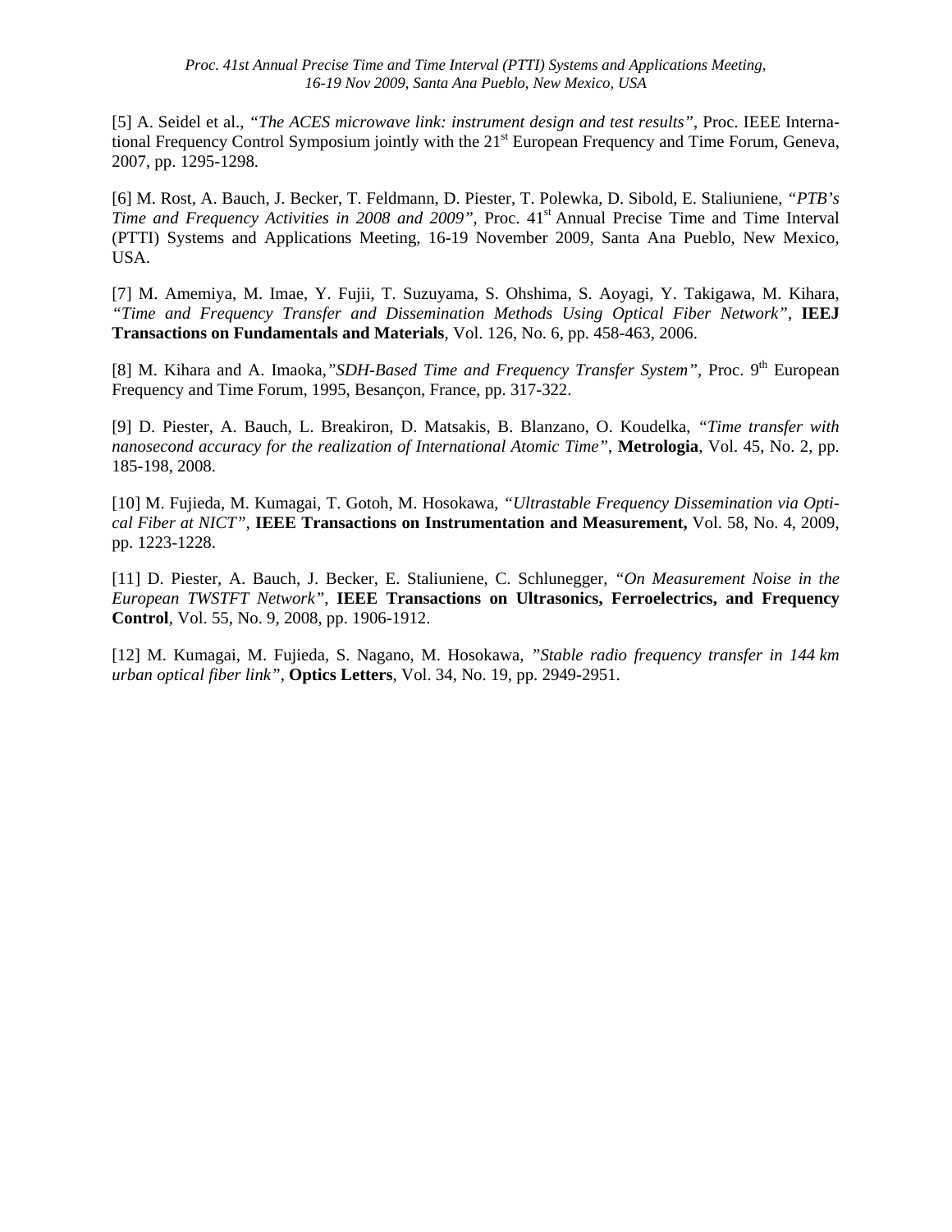[5] A. Seidel et al., *"The ACES microwave link: instrument design and test results"*, Proc. IEEE International Frequency Control Symposium jointly with the 21st European Frequency and Time Forum, Geneva, 2007, pp. 1295-1298.

[6] M. Rost, A. Bauch, J. Becker, T. Feldmann, D. Piester, T. Polewka, D. Sibold, E. Staliuniene, *"PTB's Time and Frequency Activities in 2008 and 2009"*, Proc. 41st Annual Precise Time and Time Interval (PTTI) Systems and Applications Meeting, 16-19 November 2009, Santa Ana Pueblo, New Mexico, USA.

[7] M. Amemiya, M. Imae, Y. Fujii, T. Suzuyama, S. Ohshima, S. Aoyagi, Y. Takigawa, M. Kihara, *"Time and Frequency Transfer and Dissemination Methods Using Optical Fiber Network"*, **IEEJ Transactions on Fundamentals and Materials**, Vol. 126, No. 6, pp. 458-463, 2006.

[8] M. Kihara and A. Imaoka,*"SDH-Based Time and Frequency Transfer System"*, Proc. 9th European Frequency and Time Forum, 1995, Besançon, France, pp. 317-322.

[9] D. Piester, A. Bauch, L. Breakiron, D. Matsakis, B. Blanzano, O. Koudelka, *"Time transfer with nanosecond accuracy for the realization of International Atomic Time"*, **Metrologia**, Vol. 45, No. 2, pp. 185-198, 2008.

[10] M. Fujieda, M. Kumagai, T. Gotoh, M. Hosokawa, *"Ultrastable Frequency Dissemination via Optical Fiber at NICT"*, **IEEE Transactions on Instrumentation and Measurement,** Vol. 58, No. 4, 2009, pp. 1223-1228.

[11] D. Piester, A. Bauch, J. Becker, E. Staliuniene, C. Schlunegger, *"On Measurement Noise in the European TWSTFT Network"*, **IEEE Transactions on Ultrasonics, Ferroelectrics, and Frequency Control**, Vol. 55, No. 9, 2008, pp. 1906-1912.

[12] M. Kumagai, M. Fujieda, S. Nagano, M. Hosokawa, *"Stable radio frequency transfer in 144 km urban optical fiber link"*, **Optics Letters**, Vol. 34, No. 19, pp. 2949-2951.